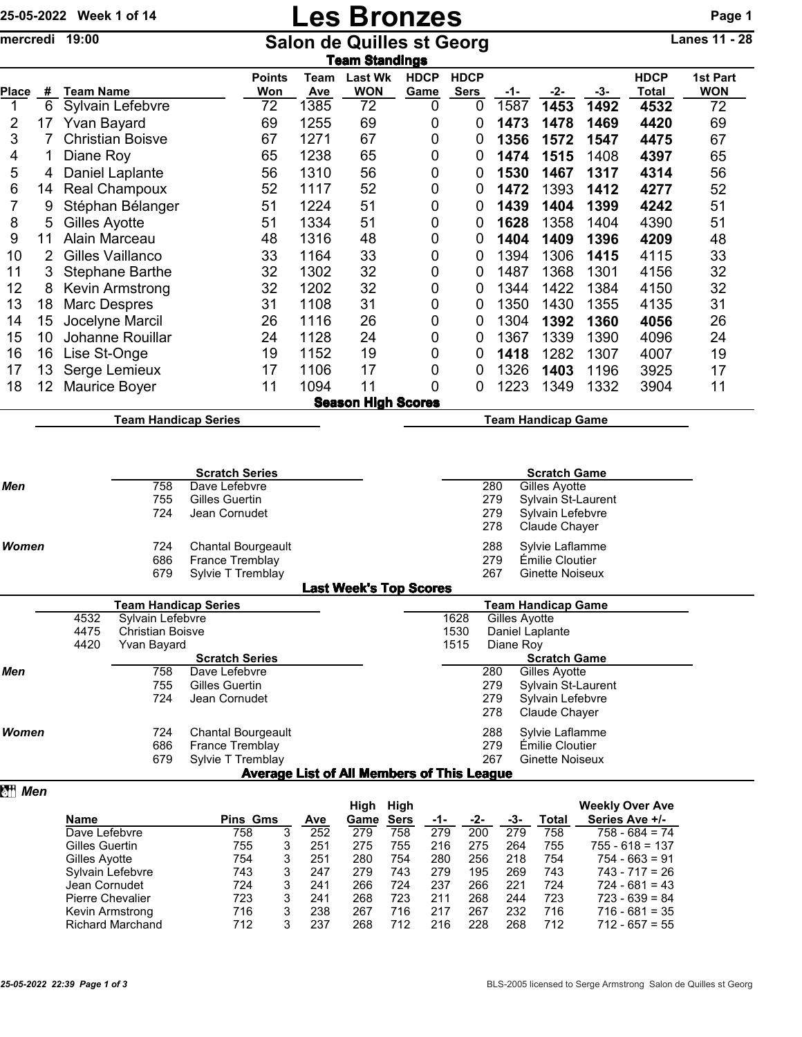25-05-2022 Week 1 of 14

mercredi 19:00

# Les Bronzes

## Salon de Quilles st Georg

Lanes 11 - 28

### Team Standings

| Place | # | Team Name | Points Won | Team Ave | Last Wk WON | HDCP Game | HDCP Sers | -1- | -2- | -3- | HDCP Total | 1st Part WON |
|---|---|---|---|---|---|---|---|---|---|---|---|---|
| 1 | 6 | Sylvain Lefebvre | 72 | 1385 | 72 | 0 | 0 | 1587 | **1453** | **1492** | **4532** | 72 |
| 2 | 17 | Yvan Bayard | 69 | 1255 | 69 | 0 | 0 | **1473** | **1478** | **1469** | **4420** | 69 |
| 3 | 7 | Christian Boisve | 67 | 1271 | 67 | 0 | 0 | **1356** | **1572** | **1547** | **4475** | 67 |
| 4 | 1 | Diane Roy | 65 | 1238 | 65 | 0 | 0 | **1474** | **1515** | 1408 | **4397** | 65 |
| 5 | 4 | Daniel Laplante | 56 | 1310 | 56 | 0 | 0 | **1530** | **1467** | 1317 | **4314** | 56 |
| 6 | 14 | Real Champoux | 52 | 1117 | 52 | 0 | 0 | **1472** | 1393 | **1412** | **4277** | 52 |
| 7 | 9 | Stéphan Bélanger | 51 | 1224 | 51 | 0 | 0 | **1439** | **1404** | **1399** | **4242** | 51 |
| 8 | 5 | Gilles Ayotte | 51 | 1334 | 51 | 0 | 0 | **1628** | 1358 | 1404 | 4390 | 51 |
| 9 | 11 | Alain Marceau | 48 | 1316 | 48 | 0 | 0 | **1404** | **1409** | **1396** | **4209** | 48 |
| 10 | 2 | Gilles Vaillanco | 33 | 1164 | 33 | 0 | 0 | 1394 | 1306 | **1415** | 4115 | 33 |
| 11 | 3 | Stephane Barthe | 32 | 1302 | 32 | 0 | 0 | 1487 | 1368 | 1301 | 4156 | 32 |
| 12 | 8 | Kevin Armstrong | 32 | 1202 | 32 | 0 | 0 | 1344 | 1422 | 1384 | 4150 | 32 |
| 13 | 18 | Marc Despres | 31 | 1108 | 31 | 0 | 0 | 1350 | 1430 | 1355 | 4135 | 31 |
| 14 | 15 | Jocelyne Marcil | 26 | 1116 | 26 | 0 | 0 | 1304 | **1392** | **1360** | **4056** | 26 |
| 15 | 10 | Johanne Rouillar | 24 | 1128 | 24 | 0 | 0 | 1367 | 1339 | 1390 | 4096 | 24 |
| 16 | 16 | Lise St-Onge | 19 | 1152 | 19 | 0 | 0 | **1418** | 1282 | 1307 | 4007 | 19 |
| 17 | 13 | Serge Lemieux | 17 | 1106 | 17 | 0 | 0 | 1326 | **1403** | 1196 | 3925 | 17 |
| 18 | 12 | Maurice Boyer | 11 | 1094 | 11 | 0 | 0 | 1223 | 1349 | 1332 | 3904 | 11 |

### Season High Scores

**Team Handicap Series** | **Team Handicap Game**

| | Scratch Series | | Scratch Game | |
|---|---|---|---|---|
| *Men* | 758 | Dave Lefebvre | 280 | Gilles Ayotte |
| | 755 | Gilles Guertin | 279 | Sylvain St-Laurent |
| | 724 | Jean Cornudet | 279 | Sylvain Lefebvre |
| | | | 278 | Claude Chayer |
| *Women* | 724 | Chantal Bourgeault | 288 | Sylvie Laflamme |
| | 686 | France Tremblay | 279 | Émilie Cloutier |
| | 679 | Sylvie T Tremblay | 267 | Ginette Noiseux |

### Last Week's Top Scores

| Team Handicap Series | | Team Handicap Game | |
|---|---|---|---|
| 4532 | Sylvain Lefebvre | 1628 | Gilles Ayotte |
| 4475 | Christian Boisve | 1530 | Daniel Laplante |
| 4420 | Yvan Bayard | 1515 | Diane Roy |

| | Scratch Series | | Scratch Game | |
|---|---|---|---|---|
| *Men* | 758 | Dave Lefebvre | 280 | Gilles Ayotte |
| | 755 | Gilles Guertin | 279 | Sylvain St-Laurent |
| | 724 | Jean Cornudet | 279 | Sylvain Lefebvre |
| | | | 278 | Claude Chayer |
| *Women* | 724 | Chantal Bourgeault | 288 | Sylvie Laflamme |
| | 686 | France Tremblay | 279 | Émilie Cloutier |
| | 679 | Sylvie T Tremblay | 267 | Ginette Noiseux |

### Average List of All Members of This League

*Men*

| Name | Pins | Gms | Ave | High Game | High Sers | -1- | -2- | -3- | Total | Weekly Over Ave Series Ave +/- |
|---|---|---|---|---|---|---|---|---|---|---|
| Dave Lefebvre | 758 | 3 | 252 | 279 | 758 | 279 | 200 | 279 | 758 | 758 - 684 = 74 |
| Gilles Guertin | 755 | 3 | 251 | 275 | 755 | 216 | 275 | 264 | 755 | 755 - 618 = 137 |
| Gilles Ayotte | 754 | 3 | 251 | 280 | 754 | 280 | 256 | 218 | 754 | 754 - 663 = 91 |
| Sylvain Lefebvre | 743 | 3 | 247 | 279 | 743 | 279 | 195 | 269 | 743 | 743 - 717 = 26 |
| Jean Cornudet | 724 | 3 | 241 | 266 | 724 | 237 | 266 | 221 | 724 | 724 - 681 = 43 |
| Pierre Chevalier | 723 | 3 | 241 | 268 | 723 | 211 | 268 | 244 | 723 | 723 - 639 = 84 |
| Kevin Armstrong | 716 | 3 | 238 | 267 | 716 | 217 | 267 | 232 | 716 | 716 - 681 = 35 |
| Richard Marchand | 712 | 3 | 237 | 268 | 712 | 216 | 228 | 268 | 712 | 712 - 657 = 55 |

25-05-2022 22:39

BLS-2005 licensed to Serge Armstrong Salon de Quilles st Georg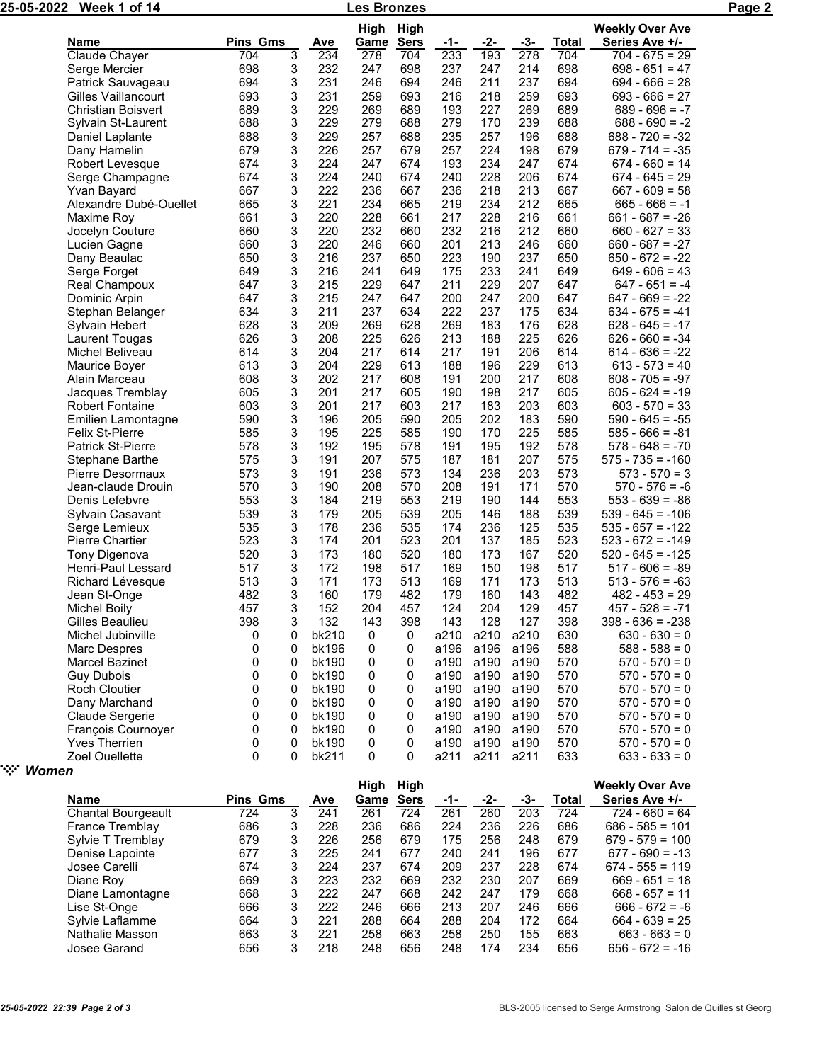| Name | Pins | Gms | Ave | High Game | High Sers | -1- | -2- | -3- | Total | Weekly Over Ave Series Ave +/- |
|---|---|---|---|---|---|---|---|---|---|---|
| Claude Chayer | 704 | 3 | 234 | 278 | 704 | 233 | 193 | 278 | 704 | 704 - 675 = 29 |
| Serge Mercier | 698 | 3 | 232 | 247 | 698 | 237 | 247 | 214 | 698 | 698 - 651 = 47 |
| Patrick Sauvageau | 694 | 3 | 231 | 246 | 694 | 246 | 211 | 237 | 694 | 694 - 666 = 28 |
| Gilles Vaillancourt | 693 | 3 | 231 | 259 | 693 | 216 | 218 | 259 | 693 | 693 - 666 = 27 |
| Christian Boisvert | 689 | 3 | 229 | 269 | 689 | 193 | 227 | 269 | 689 | 689 - 696 = -7 |
| Sylvain St-Laurent | 688 | 3 | 229 | 279 | 688 | 279 | 170 | 239 | 688 | 688 - 690 = -2 |
| Daniel Laplante | 688 | 3 | 229 | 257 | 688 | 235 | 257 | 196 | 688 | 688 - 720 = -32 |
| Dany Hamelin | 679 | 3 | 226 | 257 | 679 | 257 | 224 | 198 | 679 | 679 - 714 = -35 |
| Robert Levesque | 674 | 3 | 224 | 247 | 674 | 193 | 234 | 247 | 674 | 674 - 660 = 14 |
| Serge Champagne | 674 | 3 | 224 | 240 | 674 | 240 | 228 | 206 | 674 | 674 - 645 = 29 |
| Yvan Bayard | 667 | 3 | 222 | 236 | 667 | 236 | 218 | 213 | 667 | 667 - 609 = 58 |
| Alexandre Dubé-Ouellet | 665 | 3 | 221 | 234 | 665 | 219 | 234 | 212 | 665 | 665 - 666 = -1 |
| Maxime Roy | 661 | 3 | 220 | 228 | 661 | 217 | 228 | 216 | 661 | 661 - 687 = -26 |
| Jocelyn Couture | 660 | 3 | 220 | 232 | 660 | 232 | 216 | 212 | 660 | 660 - 627 = 33 |
| Lucien Gagne | 660 | 3 | 220 | 246 | 660 | 201 | 213 | 246 | 660 | 660 - 687 = -27 |
| Dany Beaulac | 650 | 3 | 216 | 237 | 650 | 223 | 190 | 237 | 650 | 650 - 672 = -22 |
| Serge Forget | 649 | 3 | 216 | 241 | 649 | 175 | 233 | 241 | 649 | 649 - 606 = 43 |
| Real Champoux | 647 | 3 | 215 | 229 | 647 | 211 | 229 | 207 | 647 | 647 - 651 = -4 |
| Dominic Arpin | 647 | 3 | 215 | 247 | 647 | 200 | 247 | 200 | 647 | 647 - 669 = -22 |
| Stephan Belanger | 634 | 3 | 211 | 237 | 634 | 222 | 237 | 175 | 634 | 634 - 675 = -41 |
| Sylvain Hebert | 628 | 3 | 209 | 269 | 628 | 269 | 183 | 176 | 628 | 628 - 645 = -17 |
| Laurent Tougas | 626 | 3 | 208 | 225 | 626 | 213 | 188 | 225 | 626 | 626 - 660 = -34 |
| Michel Beliveau | 614 | 3 | 204 | 217 | 614 | 217 | 191 | 206 | 614 | 614 - 636 = -22 |
| Maurice Boyer | 613 | 3 | 204 | 229 | 613 | 188 | 196 | 229 | 613 | 613 - 573 = 40 |
| Alain Marceau | 608 | 3 | 202 | 217 | 608 | 191 | 200 | 217 | 608 | 608 - 705 = -97 |
| Jacques Tremblay | 605 | 3 | 201 | 217 | 605 | 190 | 198 | 217 | 605 | 605 - 624 = -19 |
| Robert Fontaine | 603 | 3 | 201 | 217 | 603 | 217 | 183 | 203 | 603 | 603 - 570 = 33 |
| Emilien Lamontagne | 590 | 3 | 196 | 205 | 590 | 205 | 202 | 183 | 590 | 590 - 645 = -55 |
| Felix St-Pierre | 585 | 3 | 195 | 225 | 585 | 190 | 170 | 225 | 585 | 585 - 666 = -81 |
| Patrick St-Pierre | 578 | 3 | 192 | 195 | 578 | 191 | 195 | 192 | 578 | 578 - 648 = -70 |
| Stephane Barthe | 575 | 3 | 191 | 207 | 575 | 187 | 181 | 207 | 575 | 575 - 735 = -160 |
| Pierre Desormaux | 573 | 3 | 191 | 236 | 573 | 134 | 236 | 203 | 573 | 573 - 570 = 3 |
| Jean-claude Drouin | 570 | 3 | 190 | 208 | 570 | 208 | 191 | 171 | 570 | 570 - 576 = -6 |
| Denis Lefebvre | 553 | 3 | 184 | 219 | 553 | 219 | 190 | 144 | 553 | 553 - 639 = -86 |
| Sylvain Casavant | 539 | 3 | 179 | 205 | 539 | 205 | 146 | 188 | 539 | 539 - 645 = -106 |
| Serge Lemieux | 535 | 3 | 178 | 236 | 535 | 174 | 236 | 125 | 535 | 535 - 657 = -122 |
| Pierre Chartier | 523 | 3 | 174 | 201 | 523 | 201 | 137 | 185 | 523 | 523 - 672 = -149 |
| Tony Digenova | 520 | 3 | 173 | 180 | 520 | 180 | 173 | 167 | 520 | 520 - 645 = -125 |
| Henri-Paul Lessard | 517 | 3 | 172 | 198 | 517 | 169 | 150 | 198 | 517 | 517 - 606 = -89 |
| Richard Lévesque | 513 | 3 | 171 | 173 | 513 | 169 | 171 | 173 | 513 | 513 - 576 = -63 |
| Jean St-Onge | 482 | 3 | 160 | 179 | 482 | 179 | 160 | 143 | 482 | 482 - 453 = 29 |
| Michel Boily | 457 | 3 | 152 | 204 | 457 | 124 | 204 | 129 | 457 | 457 - 528 = -71 |
| Gilles Beaulieu | 398 | 3 | 132 | 143 | 398 | 143 | 128 | 127 | 398 | 398 - 636 = -238 |
| Michel Jubinville | 0 | 0 | bk210 | 0 | 0 | a210 | a210 | a210 | 630 | 630 - 630 = 0 |
| Marc Despres | 0 | 0 | bk196 | 0 | 0 | a196 | a196 | a196 | 588 | 588 - 588 = 0 |
| Marcel Bazinet | 0 | 0 | bk190 | 0 | 0 | a190 | a190 | a190 | 570 | 570 - 570 = 0 |
| Guy Dubois | 0 | 0 | bk190 | 0 | 0 | a190 | a190 | a190 | 570 | 570 - 570 = 0 |
| Roch Cloutier | 0 | 0 | bk190 | 0 | 0 | a190 | a190 | a190 | 570 | 570 - 570 = 0 |
| Dany Marchand | 0 | 0 | bk190 | 0 | 0 | a190 | a190 | a190 | 570 | 570 - 570 = 0 |
| Claude Sergerie | 0 | 0 | bk190 | 0 | 0 | a190 | a190 | a190 | 570 | 570 - 570 = 0 |
| François Cournoyer | 0 | 0 | bk190 | 0 | 0 | a190 | a190 | a190 | 570 | 570 - 570 = 0 |
| Yves Therrien | 0 | 0 | bk190 | 0 | 0 | a190 | a190 | a190 | 570 | 570 - 570 = 0 |
| Zoel Ouellette | 0 | 0 | bk211 | 0 | 0 | a211 | a211 | a211 | 633 | 633 - 633 = 0 |

### *Women*

| Name | Pins | Gms | Ave | High Game | High Sers | -1- | -2- | -3- | Total | Weekly Over Ave Series Ave +/- |
|---|---|---|---|---|---|---|---|---|---|---|
| Chantal Bourgeault | 724 | 3 | 241 | 261 | 724 | 261 | 260 | 203 | 724 | 724 - 660 = 64 |
| France Tremblay | 686 | 3 | 228 | 236 | 686 | 224 | 236 | 226 | 686 | 686 - 585 = 101 |
| Sylvie T Tremblay | 679 | 3 | 226 | 256 | 679 | 175 | 256 | 248 | 679 | 679 - 579 = 100 |
| Denise Lapointe | 677 | 3 | 225 | 241 | 677 | 240 | 241 | 196 | 677 | 677 - 690 = -13 |
| Josee Carelli | 674 | 3 | 224 | 237 | 674 | 209 | 237 | 228 | 674 | 674 - 555 = 119 |
| Diane Roy | 669 | 3 | 223 | 232 | 669 | 232 | 230 | 207 | 669 | 669 - 651 = 18 |
| Diane Lamontagne | 668 | 3 | 222 | 247 | 668 | 242 | 247 | 179 | 668 | 668 - 657 = 11 |
| Lise St-Onge | 666 | 3 | 222 | 246 | 666 | 213 | 207 | 246 | 666 | 666 - 672 = -6 |
| Sylvie Laflamme | 664 | 3 | 221 | 288 | 664 | 288 | 204 | 172 | 664 | 664 - 639 = 25 |
| Nathalie Masson | 663 | 3 | 221 | 258 | 663 | 258 | 250 | 155 | 663 | 663 - 663 = 0 |
| Josee Garand | 656 | 3 | 218 | 248 | 656 | 248 | 174 | 234 | 656 | 656 - 672 = -16 |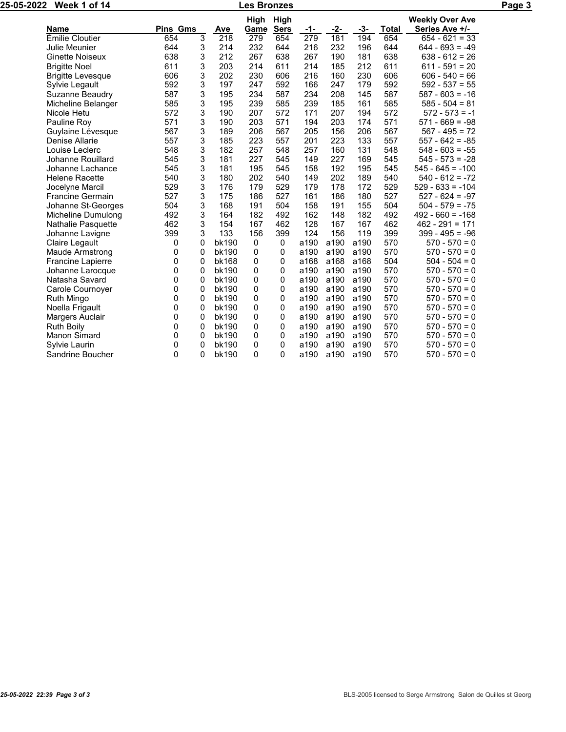| Name | Pins | Gms | Ave | High Game | High Sers | -1- | -2- | -3- | Total | Weekly Over Ave Series Ave +/- |
|---|---|---|---|---|---|---|---|---|---|---|
| Émilie Cloutier | 654 | 3 | 218 | 279 | 654 | 279 | 181 | 194 | 654 | 654 - 621 = 33 |
| Julie Meunier | 644 | 3 | 214 | 232 | 644 | 216 | 232 | 196 | 644 | 644 - 693 = -49 |
| Ginette Noiseux | 638 | 3 | 212 | 267 | 638 | 267 | 190 | 181 | 638 | 638 - 612 = 26 |
| Brigitte Noel | 611 | 3 | 203 | 214 | 611 | 214 | 185 | 212 | 611 | 611 - 591 = 20 |
| Brigitte Levesque | 606 | 3 | 202 | 230 | 606 | 216 | 160 | 230 | 606 | 606 - 540 = 66 |
| Sylvie Legault | 592 | 3 | 197 | 247 | 592 | 166 | 247 | 179 | 592 | 592 - 537 = 55 |
| Suzanne Beaudry | 587 | 3 | 195 | 234 | 587 | 234 | 208 | 145 | 587 | 587 - 603 = -16 |
| Micheline Belanger | 585 | 3 | 195 | 239 | 585 | 239 | 185 | 161 | 585 | 585 - 504 = 81 |
| Nicole Hetu | 572 | 3 | 190 | 207 | 572 | 171 | 207 | 194 | 572 | 572 - 573 = -1 |
| Pauline Roy | 571 | 3 | 190 | 203 | 571 | 194 | 203 | 174 | 571 | 571 - 669 = -98 |
| Guylaine Lévesque | 567 | 3 | 189 | 206 | 567 | 205 | 156 | 206 | 567 | 567 - 495 = 72 |
| Denise Allarie | 557 | 3 | 185 | 223 | 557 | 201 | 223 | 133 | 557 | 557 - 642 = -85 |
| Louise Leclerc | 548 | 3 | 182 | 257 | 548 | 257 | 160 | 131 | 548 | 548 - 603 = -55 |
| Johanne Rouillard | 545 | 3 | 181 | 227 | 545 | 149 | 227 | 169 | 545 | 545 - 573 = -28 |
| Johanne Lachance | 545 | 3 | 181 | 195 | 545 | 158 | 192 | 195 | 545 | 545 - 645 = -100 |
| Helene Racette | 540 | 3 | 180 | 202 | 540 | 149 | 202 | 189 | 540 | 540 - 612 = -72 |
| Jocelyne Marcil | 529 | 3 | 176 | 179 | 529 | 179 | 178 | 172 | 529 | 529 - 633 = -104 |
| Francine Germain | 527 | 3 | 175 | 186 | 527 | 161 | 186 | 180 | 527 | 527 - 624 = -97 |
| Johanne St-Georges | 504 | 3 | 168 | 191 | 504 | 158 | 191 | 155 | 504 | 504 - 579 = -75 |
| Micheline Dumulong | 492 | 3 | 164 | 182 | 492 | 162 | 148 | 182 | 492 | 492 - 660 = -168 |
| Nathalie Pasquette | 462 | 3 | 154 | 167 | 462 | 128 | 167 | 167 | 462 | 462 - 291 = 171 |
| Johanne Lavigne | 399 | 3 | 133 | 156 | 399 | 124 | 156 | 119 | 399 | 399 - 495 = -96 |
| Claire Legault | 0 | 0 | bk190 | 0 | 0 | a190 | a190 | a190 | 570 | 570 - 570 = 0 |
| Maude Armstrong | 0 | 0 | bk190 | 0 | 0 | a190 | a190 | a190 | 570 | 570 - 570 = 0 |
| Francine Lapierre | 0 | 0 | bk168 | 0 | 0 | a168 | a168 | a168 | 504 | 504 - 504 = 0 |
| Johanne Larocque | 0 | 0 | bk190 | 0 | 0 | a190 | a190 | a190 | 570 | 570 - 570 = 0 |
| Natasha Savard | 0 | 0 | bk190 | 0 | 0 | a190 | a190 | a190 | 570 | 570 - 570 = 0 |
| Carole Cournoyer | 0 | 0 | bk190 | 0 | 0 | a190 | a190 | a190 | 570 | 570 - 570 = 0 |
| Ruth Mingo | 0 | 0 | bk190 | 0 | 0 | a190 | a190 | a190 | 570 | 570 - 570 = 0 |
| Noella Frigault | 0 | 0 | bk190 | 0 | 0 | a190 | a190 | a190 | 570 | 570 - 570 = 0 |
| Margers Auclair | 0 | 0 | bk190 | 0 | 0 | a190 | a190 | a190 | 570 | 570 - 570 = 0 |
| Ruth Boily | 0 | 0 | bk190 | 0 | 0 | a190 | a190 | a190 | 570 | 570 - 570 = 0 |
| Manon Simard | 0 | 0 | bk190 | 0 | 0 | a190 | a190 | a190 | 570 | 570 - 570 = 0 |
| Sylvie Laurin | 0 | 0 | bk190 | 0 | 0 | a190 | a190 | a190 | 570 | 570 - 570 = 0 |
| Sandrine Boucher | 0 | 0 | bk190 | 0 | 0 | a190 | a190 | a190 | 570 | 570 - 570 = 0 |